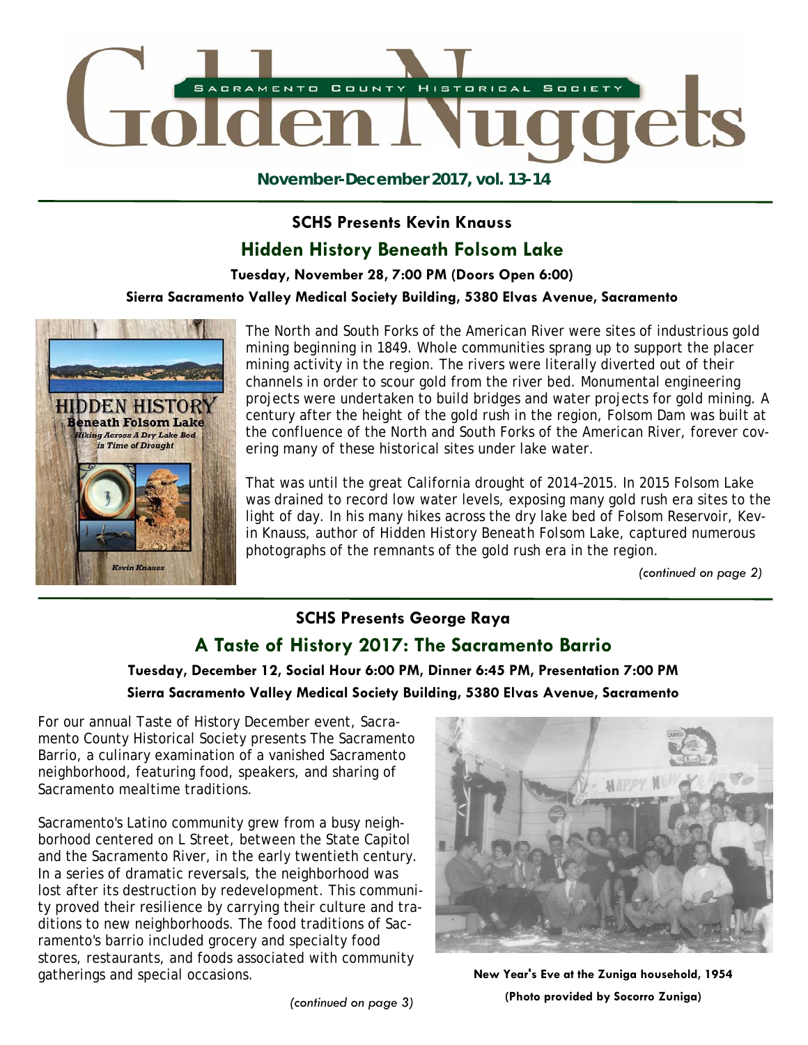# Golden Nuggets

SACRAMENTO COUNTY HISTORICAL SOCIETY

**November-December 2017, vol. 13-14**

### SCHS Presents Kevin Knauss

## Hidden History Beneath Folsom Lake

**Tuesday, November 28, 7:00 PM (Doors Open 6:00)**

**Sierra Sacramento Valley Medical Society Building, 5380 Elvas Avenue, Sacramento**

The North and South Forks of the American River were sites of industrious gold mining beginning in 1849. Whole communities sprang up to support the placer mining activity in the region. The rivers were literally diverted out of their channels in order to scour gold from the river bed. Monumental engineering projects were undertaken to build bridges and water projects for gold mining. A century after the height of the gold rush in the region, Folsom Dam was built at the confluence of the North and South Forks of the American River, forever covering many of these historical sites under lake water.

That was until the great California drought of 2014–2015. In 2015 Folsom Lake was drained to record low water levels, exposing many gold rush era sites to the light of day. In his many hikes across the dry lake bed of Folsom Reservoir, Kevin Knauss, author of Hidden History Beneath Folsom Lake, captured numerous photographs of the remnants of the gold rush era in the region.

*(continued on page 2)*

### SCHS Presents George Raya

## A Taste of History 2017: The Sacramento Barrio

**Tuesday, December 12, Social Hour 6:00 PM, Dinner 6:45 PM, Presentation 7:00 PM**

**Sierra Sacramento Valley Medical Society Building, 5380 Elvas Avenue, Sacramento**

For our annual Taste of History December event, Sacramento County Historical Society presents The Sacramento Barrio, a culinary examination of a vanished Sacramento neighborhood, featuring food, speakers, and sharing of Sacramento mealtime traditions.

Sacramento's Latino community grew from a busy neighborhood centered on L Street, between the State Capitol and the Sacramento River, in the early twentieth century. In a series of dramatic reversals, the neighborhood was lost after its destruction by redevelopment. This community proved their resilience by carrying their culture and traditions to new neighborhoods. The food traditions of Sacramento's barrio included grocery and specialty food stores, restaurants, and foods associated with community gatherings and special occasions.

*(continued on page 3)*

**New Year's Eve at the Zuniga household, 1954**

**(Photo provided by Socorro Zuniga)**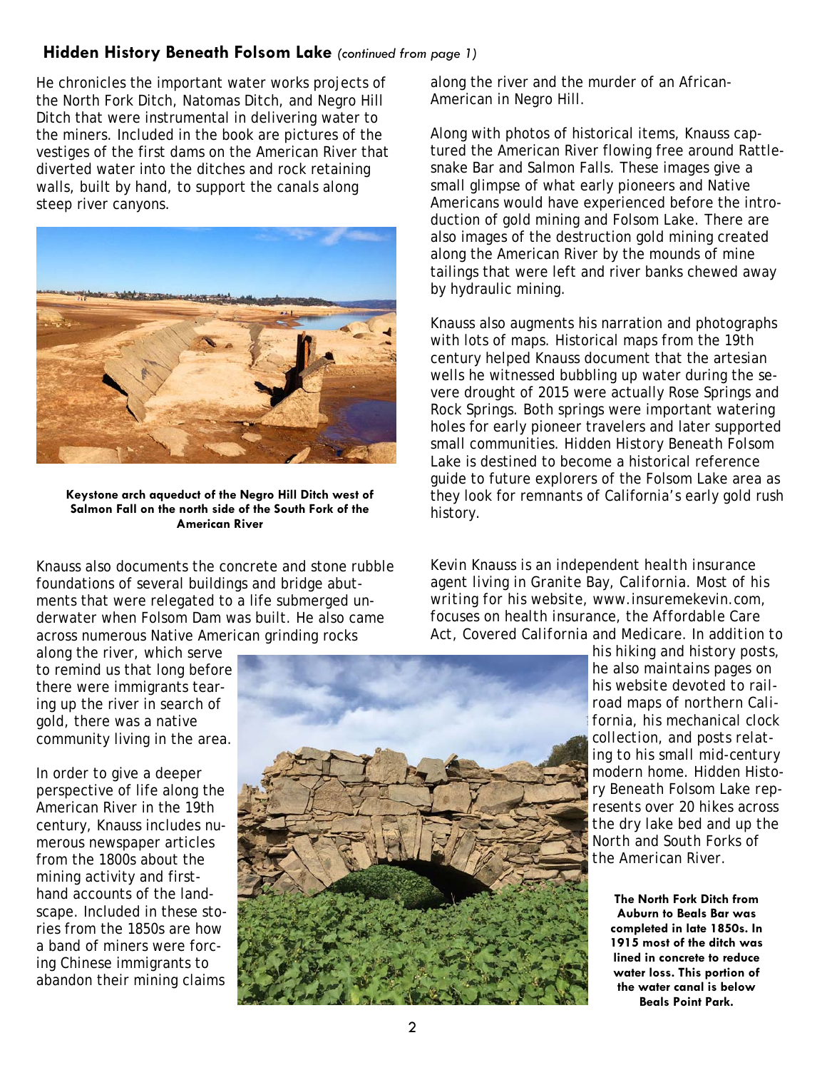## Hidden History Beneath Folsom Lake *(continued from page 1)*

He chronicles the important water works projects of the North Fork Ditch, Natomas Ditch, and Negro Hill Ditch that were instrumental in delivering water to the miners. Included in the book are pictures of the vestiges of the first dams on the American River that diverted water into the ditches and rock retaining walls, built by hand, to support the canals along steep river canyons.

**Keystone arch aqueduct of the Negro Hill Ditch west of Salmon Fall on the north side of the South Fork of the American River**

Knauss also documents the concrete and stone rubble foundations of several buildings and bridge abutments that were relegated to a life submerged underwater when Folsom Dam was built. He also came across numerous Native American grinding rocks along the river, which serve to remind us that long before there were immigrants tearing up the river in search of gold, there was a native community living in the area.

In order to give a deeper perspective of life along the American River in the 19th century, Knauss includes numerous newspaper articles from the 1800s about the mining activity and first-hand accounts of the landscape. Included in these stories from the 1850s are how a band of miners were forcing Chinese immigrants to abandon their mining claims along the river and the murder of an African-American in Negro Hill.

Along with photos of historical items, Knauss captured the American River flowing free around Rattlesnake Bar and Salmon Falls. These images give a small glimpse of what early pioneers and Native Americans would have experienced before the introduction of gold mining and Folsom Lake. There are also images of the destruction gold mining created along the American River by the mounds of mine tailings that were left and river banks chewed away by hydraulic mining.

Knauss also augments his narration and photographs with lots of maps. Historical maps from the 19th century helped Knauss document that the artesian wells he witnessed bubbling up water during the severe drought of 2015 were actually Rose Springs and Rock Springs. Both springs were important watering holes for early pioneer travelers and later supported small communities. Hidden History Beneath Folsom Lake is destined to become a historical reference guide to future explorers of the Folsom Lake area as they look for remnants of California's early gold rush history.

Kevin Knauss is an independent health insurance agent living in Granite Bay, California. Most of his writing for his website, www.insuremekevin.com, focuses on health insurance, the Affordable Care Act, Covered California and Medicare. In addition to his hiking and history posts, he also maintains pages on his website devoted to railroad maps of northern California, his mechanical clock collection, and posts relating to his small mid-century modern home. Hidden History Beneath Folsom Lake represents over 20 hikes across the dry lake bed and up the North and South Forks of the American River.

**The North Fork Ditch from Auburn to Beals Bar was completed in late 1850s. In 1915 most of the ditch was lined in concrete to reduce water loss. This portion of the water canal is below Beals Point Park.**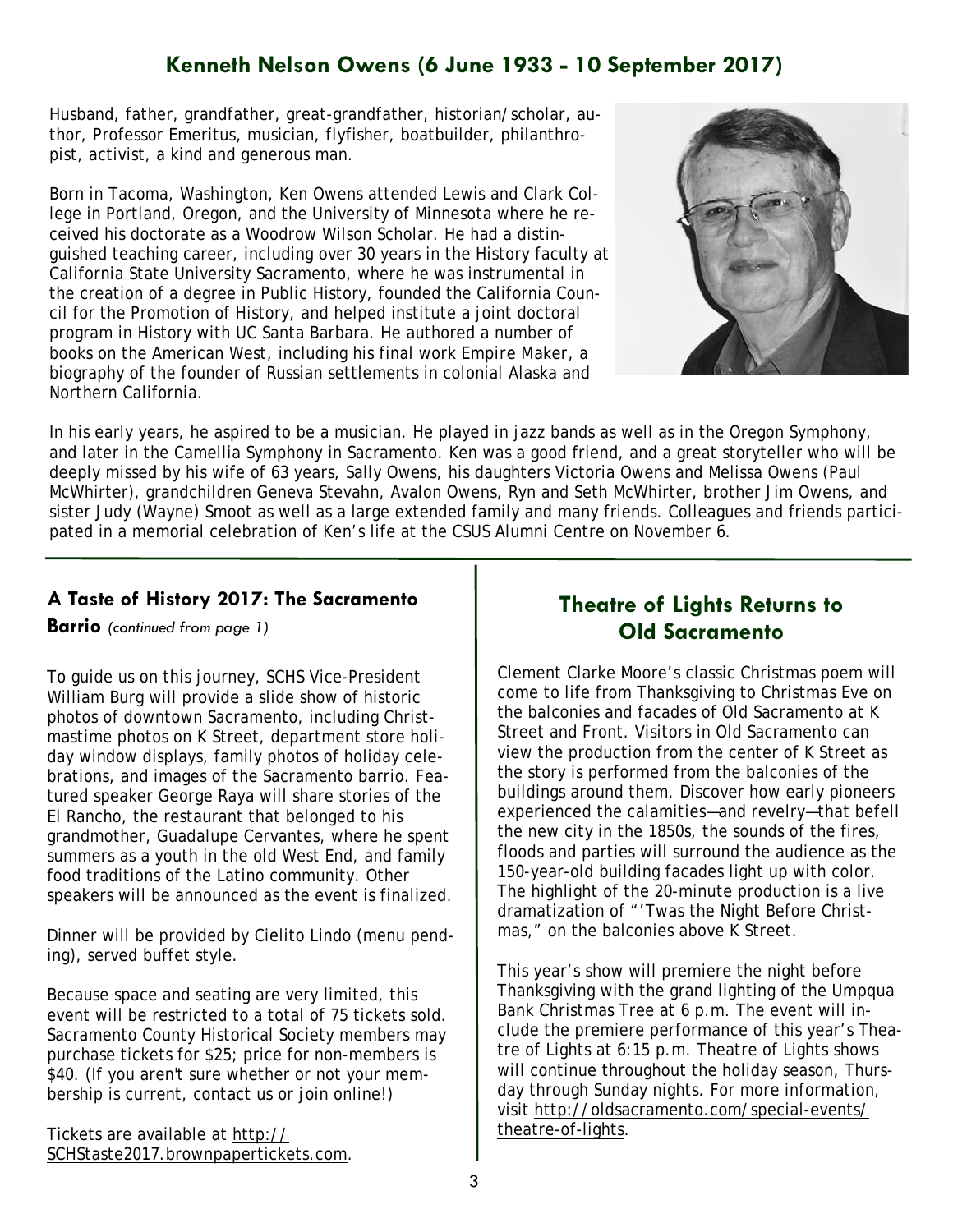## Kenneth Nelson Owens (6 June 1933 - 10 September 2017)

Husband, father, grandfather, great-grandfather, historian/scholar, author, Professor Emeritus, musician, flyfisher, boatbuilder, philanthropist, activist, a kind and generous man.

Born in Tacoma, Washington, Ken Owens attended Lewis and Clark College in Portland, Oregon, and the University of Minnesota where he received his doctorate as a Woodrow Wilson Scholar. He had a distinguished teaching career, including over 30 years in the History faculty at California State University Sacramento, where he was instrumental in the creation of a degree in Public History, founded the California Council for the Promotion of History, and helped institute a joint doctoral program in History with UC Santa Barbara. He authored a number of books on the American West, including his final work Empire Maker, a biography of the founder of Russian settlements in colonial Alaska and Northern California.

In his early years, he aspired to be a musician. He played in jazz bands as well as in the Oregon Symphony, and later in the Camellia Symphony in Sacramento. Ken was a good friend, and a great storyteller who will be deeply missed by his wife of 63 years, Sally Owens, his daughters Victoria Owens and Melissa Owens (Paul McWhirter), grandchildren Geneva Stevahn, Avalon Owens, Ryn and Seth McWhirter, brother Jim Owens, and sister Judy (Wayne) Smoot as well as a large extended family and many friends. Colleagues and friends participated in a memorial celebration of Ken's life at the CSUS Alumni Centre on November 6.

### A Taste of History 2017: The Sacramento Barrio *(continued from page 1)*

To guide us on this journey, SCHS Vice-President William Burg will provide a slide show of historic photos of downtown Sacramento, including Christmastime photos on K Street, department store holiday window displays, family photos of holiday celebrations, and images of the Sacramento barrio. Featured speaker George Raya will share stories of the El Rancho, the restaurant that belonged to his grandmother, Guadalupe Cervantes, where he spent summers as a youth in the old West End, and family food traditions of the Latino community. Other speakers will be announced as the event is finalized.

Dinner will be provided by Cielito Lindo (menu pending), served buffet style.

Because space and seating are very limited, this event will be restricted to a total of 75 tickets sold. Sacramento County Historical Society members may purchase tickets for $25; price for non-members is $40. (If you aren't sure whether or not your membership is current, contact us or join online!)

Tickets are available at http://SCHStaste2017.brownpapertickets.com.

## Theatre of Lights Returns to Old Sacramento

Clement Clarke Moore's classic Christmas poem will come to life from Thanksgiving to Christmas Eve on the balconies and facades of Old Sacramento at K Street and Front. Visitors in Old Sacramento can view the production from the center of K Street as the story is performed from the balconies of the buildings around them. Discover how early pioneers experienced the calamities—and revelry—that befell the new city in the 1850s, the sounds of the fires, floods and parties will surround the audience as the 150-year-old building facades light up with color. The highlight of the 20-minute production is a live dramatization of "'Twas the Night Before Christmas," on the balconies above K Street.

This year's show will premiere the night before Thanksgiving with the grand lighting of the Umpqua Bank Christmas Tree at 6 p.m. The event will include the premiere performance of this year's Theatre of Lights at 6:15 p.m. Theatre of Lights shows will continue throughout the holiday season, Thursday through Sunday nights. For more information, visit http://oldsacramento.com/special-events/theatre-of-lights.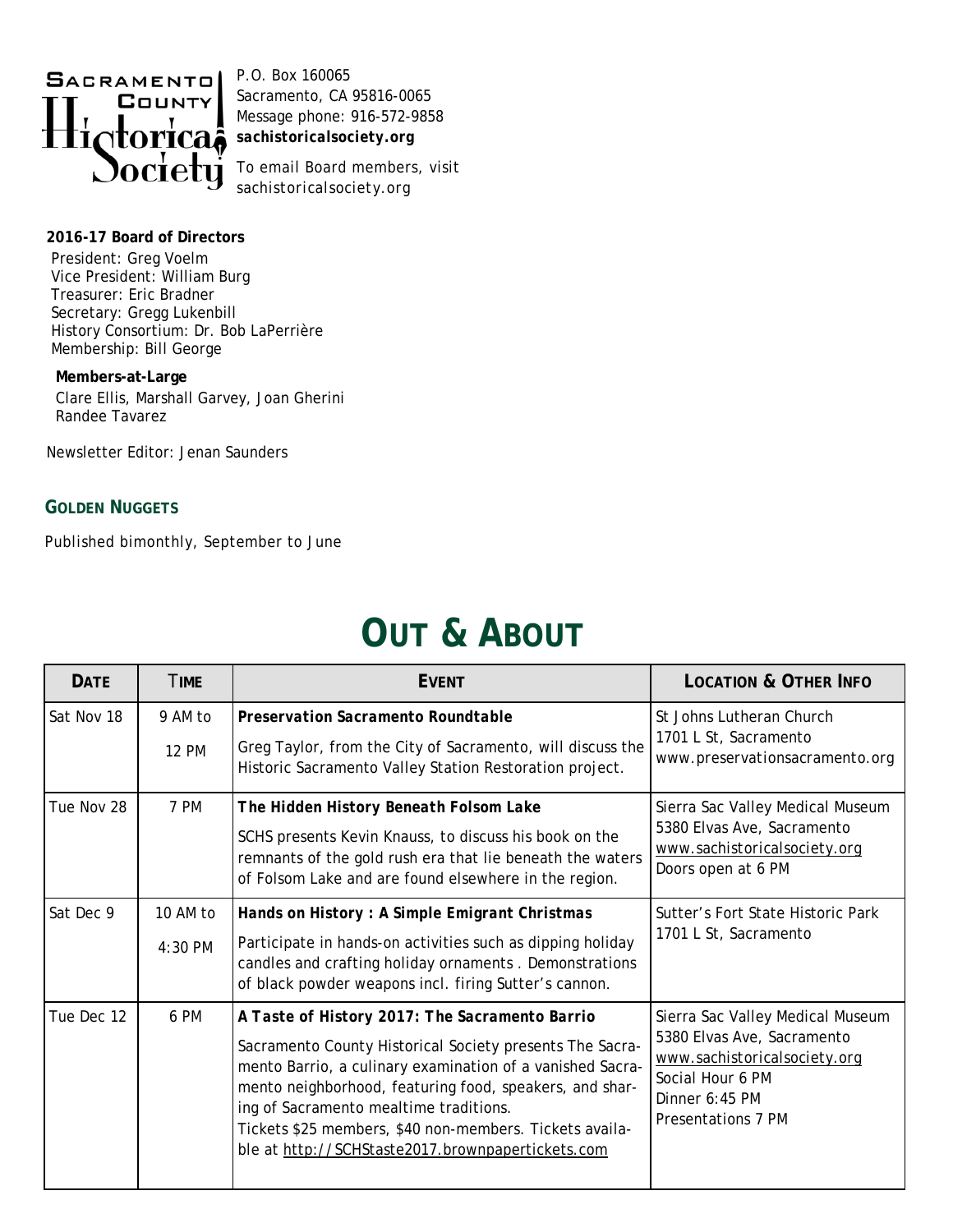**SACRAMENTO COUNTY Historical Society**

P.O. Box 160065
Sacramento, CA 95816-0065
Message phone: 916-572-9858
**sachistoricalsociety.org**

To email Board members, visit sachistoricalsociety.org

**2016-17 Board of Directors**

President: Greg Voelm
Vice President: William Burg
Treasurer: Eric Bradner
Secretary: Gregg Lukenbill
History Consortium: Dr. Bob LaPerrière
Membership: Bill George

**Members-at-Large**

Clare Ellis, Marshall Garvey, Joan Gherini
Randee Tavarez

Newsletter Editor: Jenan Saunders

**GOLDEN NUGGETS**

Published bimonthly, September to June

# OUT & ABOUT

| DATE | TIME | EVENT | LOCATION & OTHER INFO |
|---|---|---|---|
| Sat Nov 18 | 9 AM to 12 PM | ***Preservation Sacramento Roundtable*** Greg Taylor, from the City of Sacramento, will discuss the Historic Sacramento Valley Station Restoration project. | St Johns Lutheran Church 1701 L St, Sacramento www.preservationsacramento.org |
| Tue Nov 28 | 7 PM | ***The Hidden History Beneath Folsom Lake*** SCHS presents Kevin Knauss, to discuss his book on the remnants of the gold rush era that lie beneath the waters of Folsom Lake and are found elsewhere in the region. | Sierra Sac Valley Medical Museum 5380 Elvas Ave, Sacramento www.sachistoricalsociety.org Doors open at 6 PM |
| Sat Dec 9 | 10 AM to 4:30 PM | ***Hands on History : A Simple Emigrant Christmas*** Participate in hands-on activities such as dipping holiday candles and crafting holiday ornaments . Demonstrations of black powder weapons incl. firing Sutter's cannon. | Sutter's Fort State Historic Park 1701 L St, Sacramento |
| Tue Dec 12 | 6 PM | ***A Taste of History 2017: The Sacramento Barrio*** Sacramento County Historical Society presents The Sacramento Barrio, a culinary examination of a vanished Sacramento neighborhood, featuring food, speakers, and sharing of Sacramento mealtime traditions. Tickets $25 members, $40 non-members. Tickets available at http://SCHStaste2017.brownpapertickets.com | Sierra Sac Valley Medical Museum 5380 Elvas Ave, Sacramento www.sachistoricalsociety.org Social Hour 6 PM Dinner 6:45 PM Presentations 7 PM |